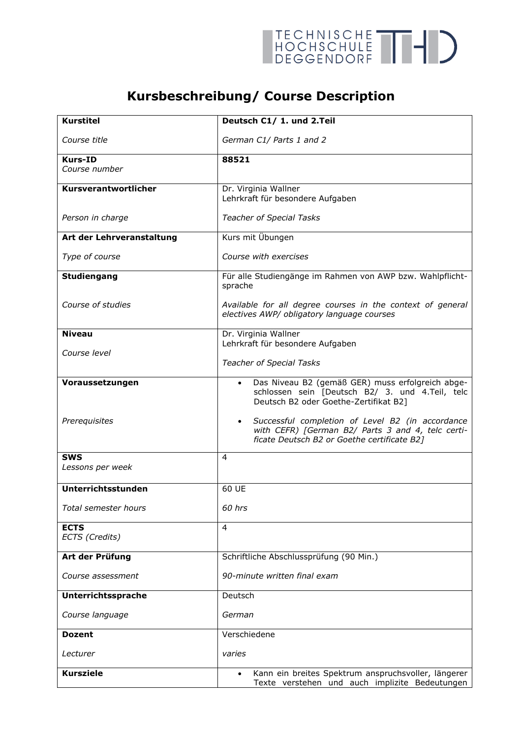# Kursbeschreibung/ Course Description

| | |
|---|---|
| **Kurstitel**<br><br>*Course title* | **Deutsch C1/ 1. und 2.Teil**<br><br>*German C1/ Parts 1 and 2* |
| **Kurs-ID**<br>*Course number* | **88521** |
| **Kursverantwortlicher**<br><br>*Person in charge* | Dr. Virginia Wallner<br>Lehrkraft für besondere Aufgaben<br><br>*Teacher of Special Tasks* |
| **Art der Lehrveranstaltung**<br><br>*Type of course* | Kurs mit Übungen<br><br>*Course with exercises* |
| **Studiengang**<br><br>*Course of studies* | Für alle Studiengänge im Rahmen von AWP bzw. Wahlpflichtsprache<br><br>*Available for all degree courses in the context of general electives AWP/ obligatory language courses* |
| **Niveau**<br><br>*Course level* | Dr. Virginia Wallner<br>Lehrkraft für besondere Aufgaben<br><br>*Teacher of Special Tasks* |
| **Voraussetzungen**<br><br>*Prerequisites* | • Das Niveau B2 (gemäß GER) muss erfolgreich abgeschlossen sein [Deutsch B2/ 3. und 4.Teil, telc Deutsch B2 oder Goethe-Zertifikat B2]<br><br>• *Successful completion of Level B2 (in accordance with CEFR) [German B2/ Parts 3 and 4, telc certificate Deutsch B2 or Goethe certificate B2]* |
| **SWS**<br>*Lessons per week* | 4 |
| **Unterrichtsstunden**<br><br>*Total semester hours* | 60 UE<br><br>*60 hrs* |
| **ECTS**<br>*ECTS (Credits)* | 4 |
| **Art der Prüfung**<br><br>*Course assessment* | Schriftliche Abschlussprüfung (90 Min.)<br><br>*90-minute written final exam* |
| **Unterrichtssprache**<br><br>*Course language* | Deutsch<br><br>*German* |
| **Dozent**<br><br>*Lecturer* | Verschiedene<br><br>*varies* |
| **Kursziele** | • Kann ein breites Spektrum anspruchsvoller, längerer Texte verstehen und auch implizite Bedeutungen |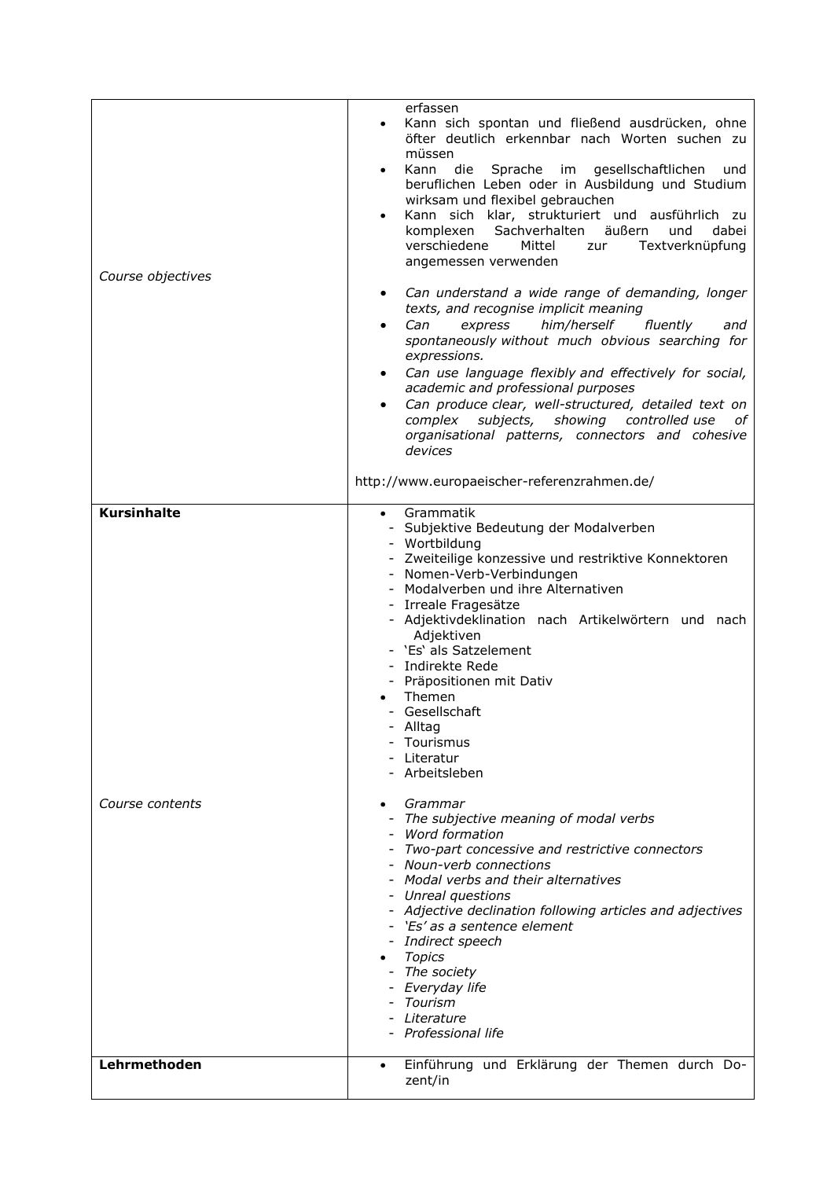| | |
|---|---|
| *Course objectives* | erfassen<br>• Kann sich spontan und fließend ausdrücken, ohne öfter deutlich erkennbar nach Worten suchen zu müssen<br>• Kann die Sprache im gesellschaftlichen und beruflichen Leben oder in Ausbildung und Studium wirksam und flexibel gebrauchen<br>• Kann sich klar, strukturiert und ausführlich zu komplexen Sachverhalten äußern und dabei verschiedene Mittel zur Textverknüpfung angemessen verwenden<br><br>• *Can understand a wide range of demanding, longer texts, and recognise implicit meaning*<br>• *Can express him/herself fluently and spontaneously without much obvious searching for expressions.*<br>• *Can use language flexibly and effectively for social, academic and professional purposes*<br>• *Can produce clear, well-structured, detailed text on complex subjects, showing controlled use of organisational patterns, connectors and cohesive devices*<br><br>http://www.europaeischer-referenzrahmen.de/ |
| **Kursinhalte**<br><br><br><br><br><br><br><br><br><br><br><br><br><br><br><br><br><br>*Course contents* | • Grammatik<br>- Subjektive Bedeutung der Modalverben<br>- Wortbildung<br>- Zweiteilige konzessive und restriktive Konnektoren<br>- Nomen-Verb-Verbindungen<br>- Modalverben und ihre Alternativen<br>- Irreale Fragesätze<br>- Adjektivdeklination nach Artikelwörtern und nach Adjektiven<br>- 'Es' als Satzelement<br>- Indirekte Rede<br>- Präpositionen mit Dativ<br>• Themen<br>- Gesellschaft<br>- Alltag<br>- Tourismus<br>- Literatur<br>- Arbeitsleben<br><br>• *Grammar*<br>- *The subjective meaning of modal verbs*<br>- *Word formation*<br>- *Two-part concessive and restrictive connectors*<br>- *Noun-verb connections*<br>- *Modal verbs and their alternatives*<br>- *Unreal questions*<br>- *Adjective declination following articles and adjectives*<br>- *'Es' as a sentence element*<br>- *Indirect speech*<br>• *Topics*<br>- *The society*<br>- *Everyday life*<br>- *Tourism*<br>- *Literature*<br>- *Professional life* |
| **Lehrmethoden** | • Einführung und Erklärung der Themen durch Dozent/in |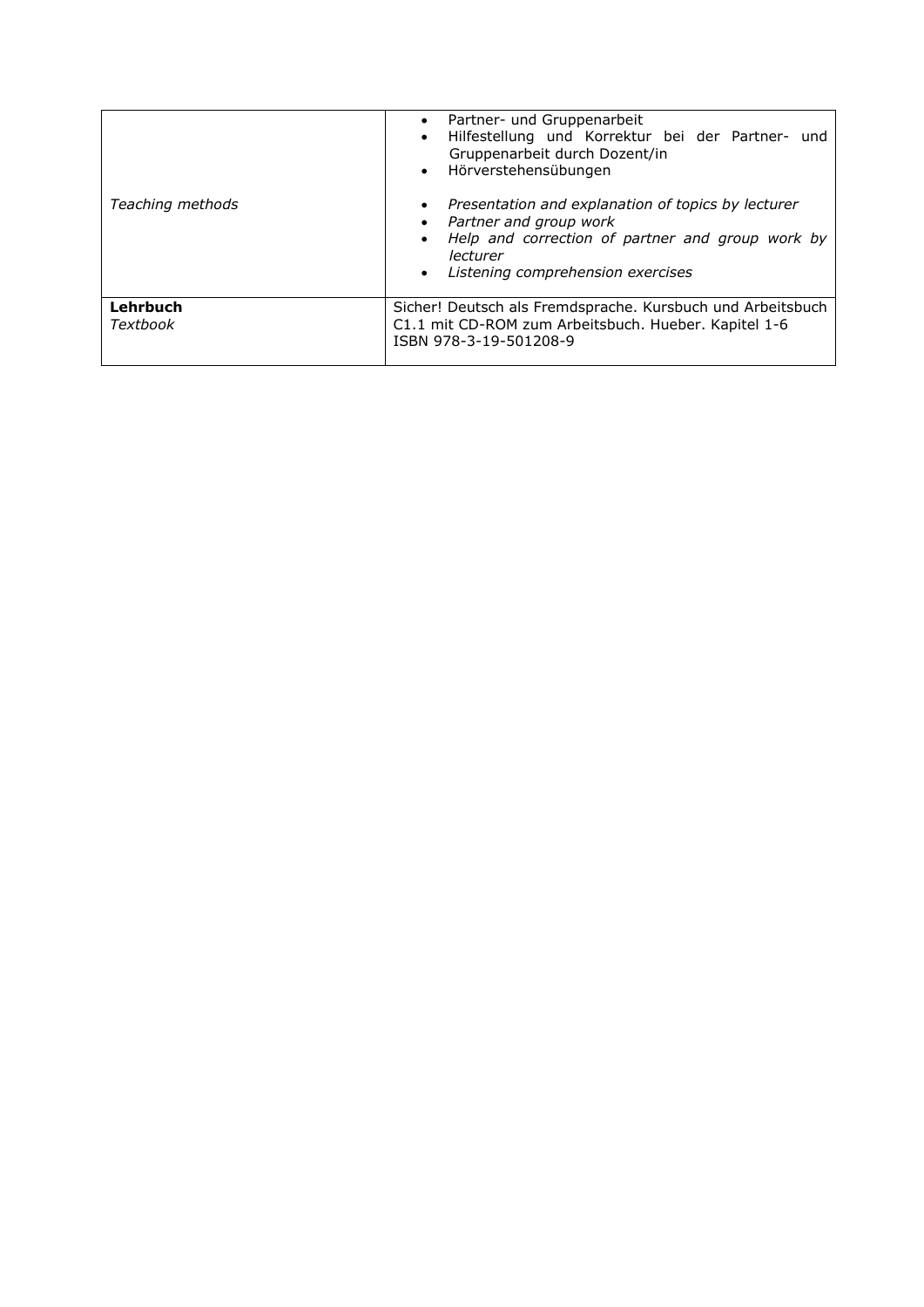| | |
|---|---|
| *Teaching methods* | • Partner- und Gruppenarbeit<br>• Hilfestellung und Korrektur bei der Partner- und Gruppenarbeit durch Dozent/in<br>• Hörverstehensübungen<br><br>• *Presentation and explanation of topics by lecturer*<br>• *Partner and group work*<br>• *Help and correction of partner and group work by lecturer*<br>• *Listening comprehension exercises* |
| **Lehrbuch**<br>*Textbook* | Sicher! Deutsch als Fremdsprache. Kursbuch und Arbeitsbuch C1.1 mit CD-ROM zum Arbeitsbuch. Hueber. Kapitel 1-6<br>ISBN 978-3-19-501208-9 |